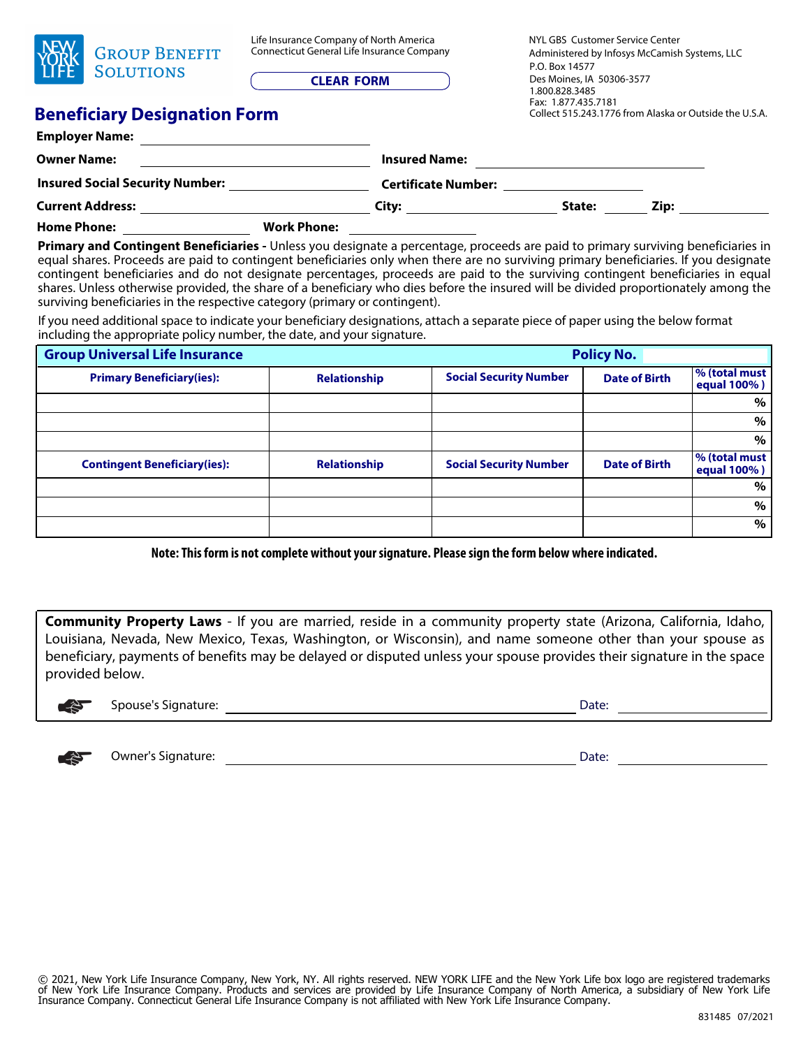New York Life Group Benefit Solutions

Life Insurance Company of North America
Connecticut General Life Insurance Company

CLEAR FORM

NYL GBS Customer Service Center
Administered by Infosys McCamish Systems, LLC
P.O. Box 14577
Des Moines, IA 50306-3577
1.800.828.3485
Fax: 1.877.435.7181
Collect 515.243.1776 from Alaska or Outside the U.S.A.

# Beneficiary Designation Form

**Employer Name:** ____________________

**Owner Name:** ____________________ **Insured Name:** ____________________

**Insured Social Security Number:** ____________________ **Certificate Number:** ____________________

**Current Address:** ____________________ **City:** ____________________ **State:** ________ **Zip:** ____________

**Home Phone:** ____________________ **Work Phone:** ____________________

**Primary and Contingent Beneficiaries -** Unless you designate a percentage, proceeds are paid to primary surviving beneficiaries in equal shares. Proceeds are paid to contingent beneficiaries only when there are no surviving primary beneficiaries. If you designate contingent beneficiaries and do not designate percentages, proceeds are paid to the surviving contingent beneficiaries in equal shares. Unless otherwise provided, the share of a beneficiary who dies before the insured will be divided proportionately among the surviving beneficiaries in the respective category (primary or contingent).

If you need additional space to indicate your beneficiary designations, attach a separate piece of paper using the below format including the appropriate policy number, the date, and your signature.

| **Group Universal Life Insurance** | | | **Policy No.** | |
|---|---|---|---|---|
| **Primary Beneficiary(ies):** | **Relationship** | **Social Security Number** | **Date of Birth** | **% (total must equal 100%)** |
| | | | | % |
| | | | | % |
| | | | | % |
| **Contingent Beneficiary(ies):** | **Relationship** | **Social Security Number** | **Date of Birth** | **% (total must equal 100%)** |
| | | | | % |
| | | | | % |
| | | | | % |

**Note: This form is not complete without your signature. Please sign the form below where indicated.**

**Community Property Laws** - If you are married, reside in a community property state (Arizona, California, Idaho, Louisiana, Nevada, New Mexico, Texas, Washington, or Wisconsin), and name someone other than your spouse as beneficiary, payments of benefits may be delayed or disputed unless your spouse provides their signature in the space provided below.

Spouse's Signature: ______________________________ Date: ____________

Owner's Signature: ______________________________ Date: ____________

© 2021, New York Life Insurance Company, New York, NY. All rights reserved. NEW YORK LIFE and the New York Life box logo are registered trademarks of New York Life Insurance Company. Products and services are provided by Life Insurance Company of North America, a subsidiary of New York Life Insurance Company. Connecticut General Life Insurance Company is not affiliated with New York Life Insurance Company.

831485 07/2021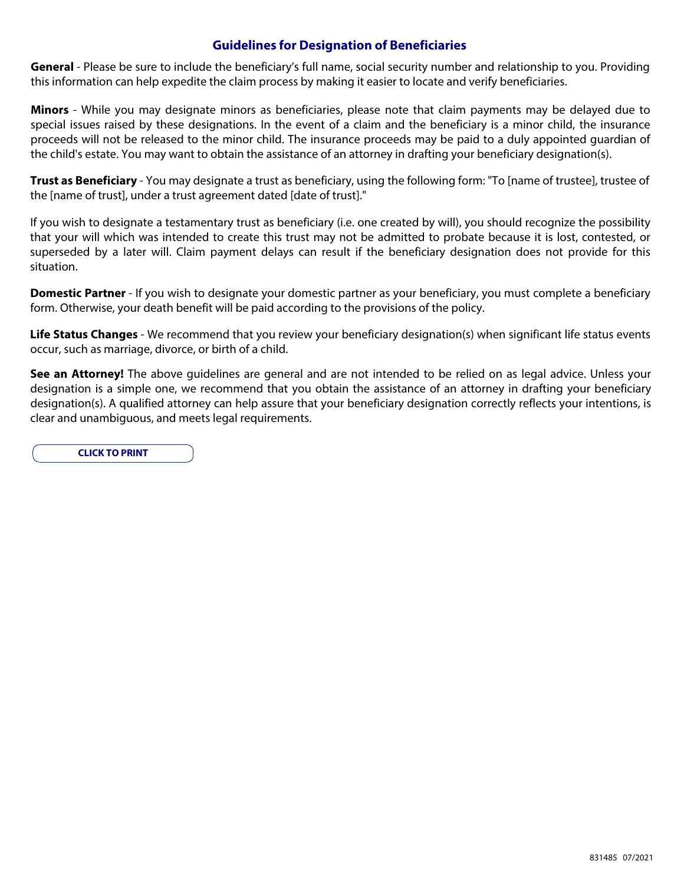## Guidelines for Designation of Beneficiaries

**General** - Please be sure to include the beneficiary's full name, social security number and relationship to you. Providing this information can help expedite the claim process by making it easier to locate and verify beneficiaries.

**Minors** - While you may designate minors as beneficiaries, please note that claim payments may be delayed due to special issues raised by these designations. In the event of a claim and the beneficiary is a minor child, the insurance proceeds will not be released to the minor child. The insurance proceeds may be paid to a duly appointed guardian of the child's estate. You may want to obtain the assistance of an attorney in drafting your beneficiary designation(s).

**Trust as Beneficiary** - You may designate a trust as beneficiary, using the following form: "To [name of trustee], trustee of the [name of trust], under a trust agreement dated [date of trust]."

If you wish to designate a testamentary trust as beneficiary (i.e. one created by will), you should recognize the possibility that your will which was intended to create this trust may not be admitted to probate because it is lost, contested, or superseded by a later will. Claim payment delays can result if the beneficiary designation does not provide for this situation.

**Domestic Partner** - If you wish to designate your domestic partner as your beneficiary, you must complete a beneficiary form. Otherwise, your death benefit will be paid according to the provisions of the policy.

**Life Status Changes** - We recommend that you review your beneficiary designation(s) when significant life status events occur, such as marriage, divorce, or birth of a child.

**See an Attorney!** The above guidelines are general and are not intended to be relied on as legal advice. Unless your designation is a simple one, we recommend that you obtain the assistance of an attorney in drafting your beneficiary designation(s). A qualified attorney can help assure that your beneficiary designation correctly reflects your intentions, is clear and unambiguous, and meets legal requirements.

CLICK TO PRINT

831485 07/2021